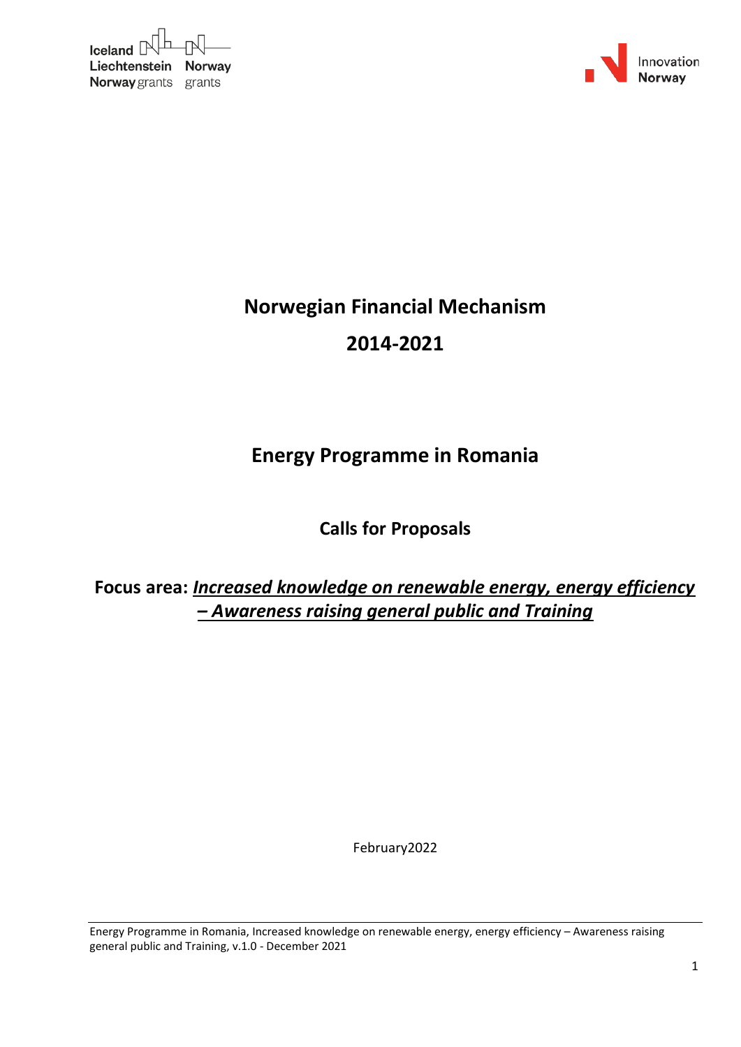Iceland Liechtenstein Norway grants

Norway grants

Innovation Norway

# Norwegian Financial Mechanism 2014-2021

# Energy Programme in Romania

## Calls for Proposals

## Focus area: ***Increased knowledge on renewable energy, energy efficiency – Awareness raising general public and Training***

February2022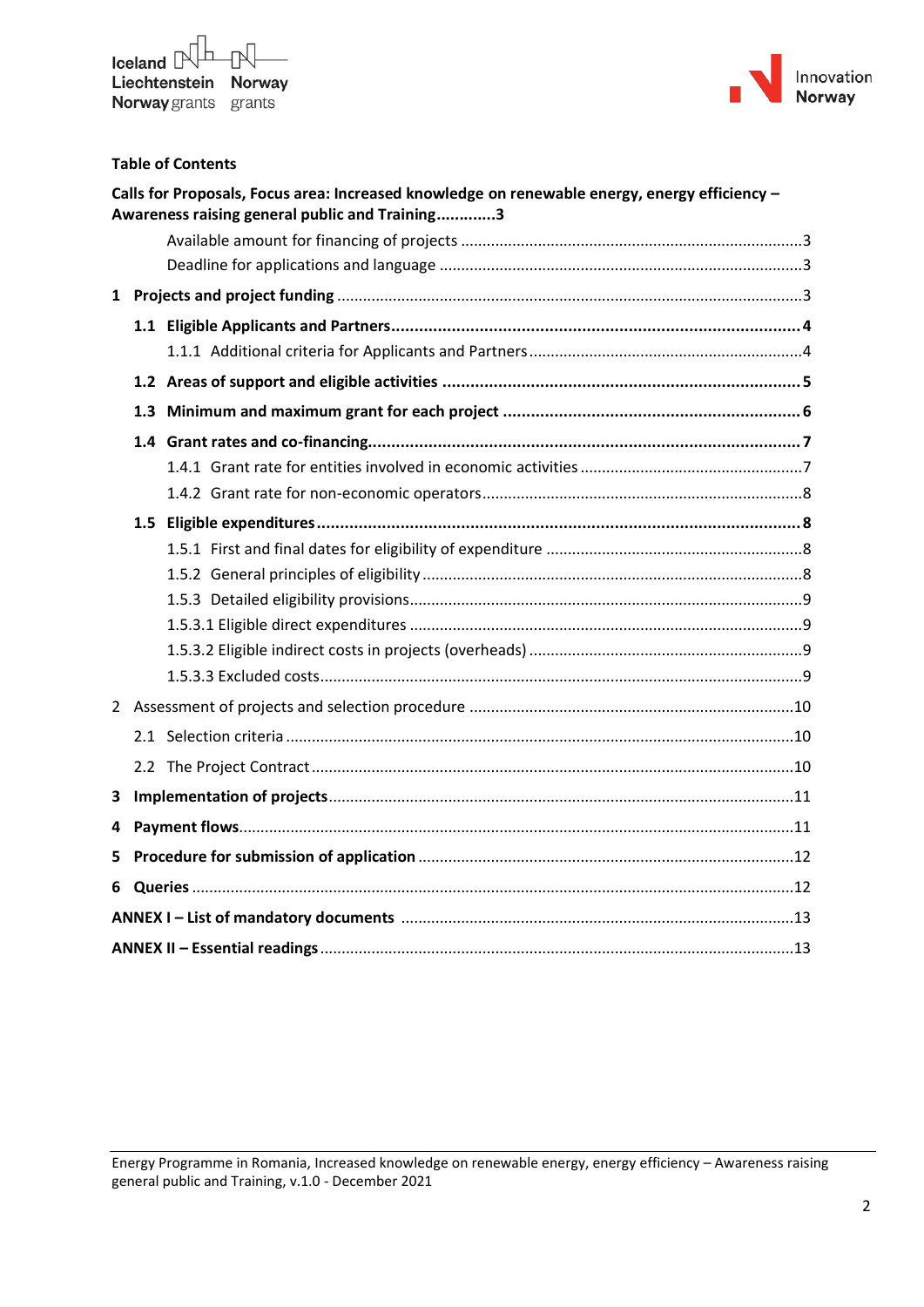**Table of Contents**

**Calls for Proposals, Focus area: Increased knowledge on renewable energy, energy efficiency – Awareness raising general public and Training............3**

- Available amount for financing of projects ........................................................................3
- Deadline for applications and language ............................................................................3

**1 Projects and project funding** ............................................................................................3

- **1.1 Eligible Applicants and Partners.......................................................................................4**
  - 1.1.1 Additional criteria for Applicants and Partners ..............................................................4
- **1.2 Areas of support and eligible activities ............................................................................5**
- **1.3 Minimum and maximum grant for each project ................................................................6**
- **1.4 Grant rates and co-financing...........................................................................................7**
  - 1.4.1 Grant rate for entities involved in economic activities ...................................................7
  - 1.4.2 Grant rate for non-economic operators.........................................................................8
- **1.5 Eligible expenditures.......................................................................................................8**
  - 1.5.1 First and final dates for eligibility of expenditure ..........................................................8
  - 1.5.2 General principles of eligibility ......................................................................................8
  - 1.5.3 Detailed eligibility provisions..........................................................................................9
  - 1.5.3.1 Eligible direct expenditures ..........................................................................................9
  - 1.5.3.2 Eligible indirect costs in projects (overheads) ...............................................................9
  - 1.5.3.3 Excluded costs...............................................................................................................9

2 Assessment of projects and selection procedure ...........................................................................10

- 2.1 Selection criteria .......................................................................................................................10
- 2.2 The Project Contract ..................................................................................................................10

**3 Implementation of projects**..........................................................................................................11

**4 Payment flows**...............................................................................................................................11

**5 Procedure for submission of application** .....................................................................................12

**6 Queries** ..........................................................................................................................................12

**ANNEX I – List of mandatory documents** .........................................................................................13

**ANNEX II – Essential readings**.............................................................................................................13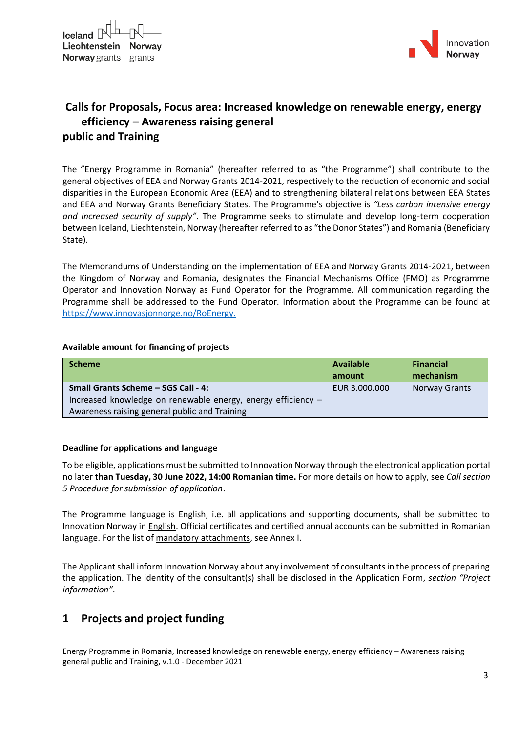# Calls for Proposals, Focus area: Increased knowledge on renewable energy, energy efficiency – Awareness raising general public and Training

The "Energy Programme in Romania" (hereafter referred to as "the Programme") shall contribute to the general objectives of EEA and Norway Grants 2014-2021, respectively to the reduction of economic and social disparities in the European Economic Area (EEA) and to strengthening bilateral relations between EEA States and EEA and Norway Grants Beneficiary States. The Programme's objective is *"Less carbon intensive energy and increased security of supply"*. The Programme seeks to stimulate and develop long-term cooperation between Iceland, Liechtenstein, Norway (hereafter referred to as "the Donor States") and Romania (Beneficiary State).

The Memorandums of Understanding on the implementation of EEA and Norway Grants 2014-2021, between the Kingdom of Norway and Romania, designates the Financial Mechanisms Office (FMO) as Programme Operator and Innovation Norway as Fund Operator for the Programme. All communication regarding the Programme shall be addressed to the Fund Operator. Information about the Programme can be found at https://www.innovasjonnorge.no/RoEnergy.

**Available amount for financing of projects**

| Scheme | Available amount | Financial mechanism |
|---|---|---|
| **Small Grants Scheme – SGS Call - 4:** Increased knowledge on renewable energy, energy efficiency – Awareness raising general public and Training | EUR 3.000.000 | Norway Grants |

**Deadline for applications and language**

To be eligible, applications must be submitted to Innovation Norway through the electronical application portal no later **than Tuesday, 30 June 2022, 14:00 Romanian time.** For more details on how to apply, see *Call section 5 Procedure for submission of application*.

The Programme language is English, i.e. all applications and supporting documents, shall be submitted to Innovation Norway in English. Official certificates and certified annual accounts can be submitted in Romanian language. For the list of mandatory attachments, see Annex I.

The Applicant shall inform Innovation Norway about any involvement of consultants in the process of preparing the application. The identity of the consultant(s) shall be disclosed in the Application Form, *section "Project information"*.

## 1 Projects and project funding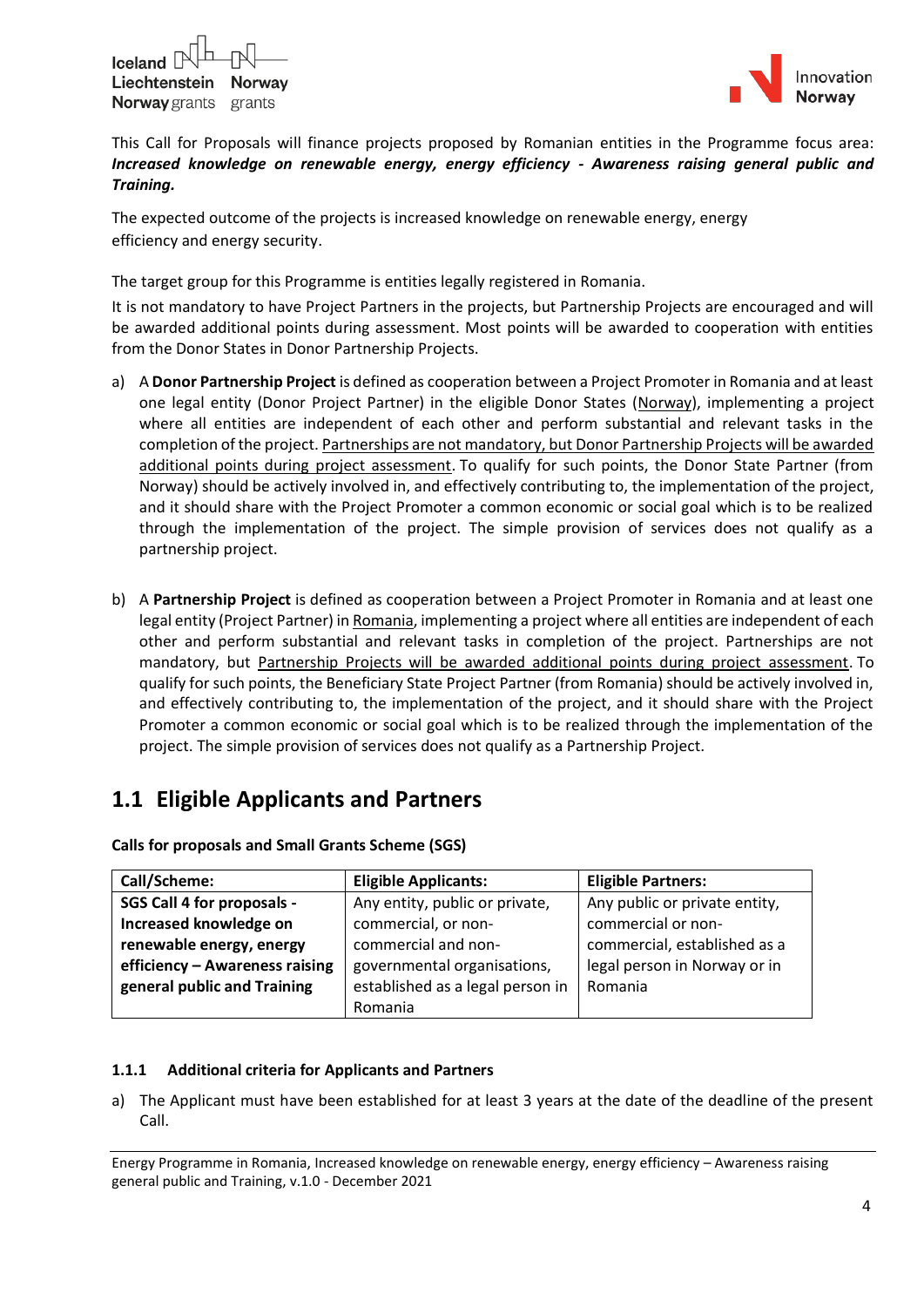This Call for Proposals will finance projects proposed by Romanian entities in the Programme focus area: ***Increased knowledge on renewable energy, energy efficiency - Awareness raising general public and Training.***

The expected outcome of the projects is increased knowledge on renewable energy, energy efficiency and energy security.

The target group for this Programme is entities legally registered in Romania.

It is not mandatory to have Project Partners in the projects, but Partnership Projects are encouraged and will be awarded additional points during assessment. Most points will be awarded to cooperation with entities from the Donor States in Donor Partnership Projects.

a) A **Donor Partnership Project** is defined as cooperation between a Project Promoter in Romania and at least one legal entity (Donor Project Partner) in the eligible Donor States (Norway), implementing a project where all entities are independent of each other and perform substantial and relevant tasks in the completion of the project. Partnerships are not mandatory, but Donor Partnership Projects will be awarded additional points during project assessment. To qualify for such points, the Donor State Partner (from Norway) should be actively involved in, and effectively contributing to, the implementation of the project, and it should share with the Project Promoter a common economic or social goal which is to be realized through the implementation of the project. The simple provision of services does not qualify as a partnership project.

b) A **Partnership Project** is defined as cooperation between a Project Promoter in Romania and at least one legal entity (Project Partner) in Romania, implementing a project where all entities are independent of each other and perform substantial and relevant tasks in completion of the project. Partnerships are not mandatory, but Partnership Projects will be awarded additional points during project assessment. To qualify for such points, the Beneficiary State Project Partner (from Romania) should be actively involved in, and effectively contributing to, the implementation of the project, and it should share with the Project Promoter a common economic or social goal which is to be realized through the implementation of the project. The simple provision of services does not qualify as a Partnership Project.

## 1.1 Eligible Applicants and Partners

**Calls for proposals and Small Grants Scheme (SGS)**

| Call/Scheme: | Eligible Applicants: | Eligible Partners: |
|---|---|---|
| **SGS Call 4 for proposals - Increased knowledge on renewable energy, energy efficiency – Awareness raising general public and Training** | Any entity, public or private, commercial, or non-commercial and non-governmental organisations, established as a legal person in Romania | Any public or private entity, commercial or non-commercial, established as a legal person in Norway or in Romania |

### 1.1.1 Additional criteria for Applicants and Partners

a) The Applicant must have been established for at least 3 years at the date of the deadline of the present Call.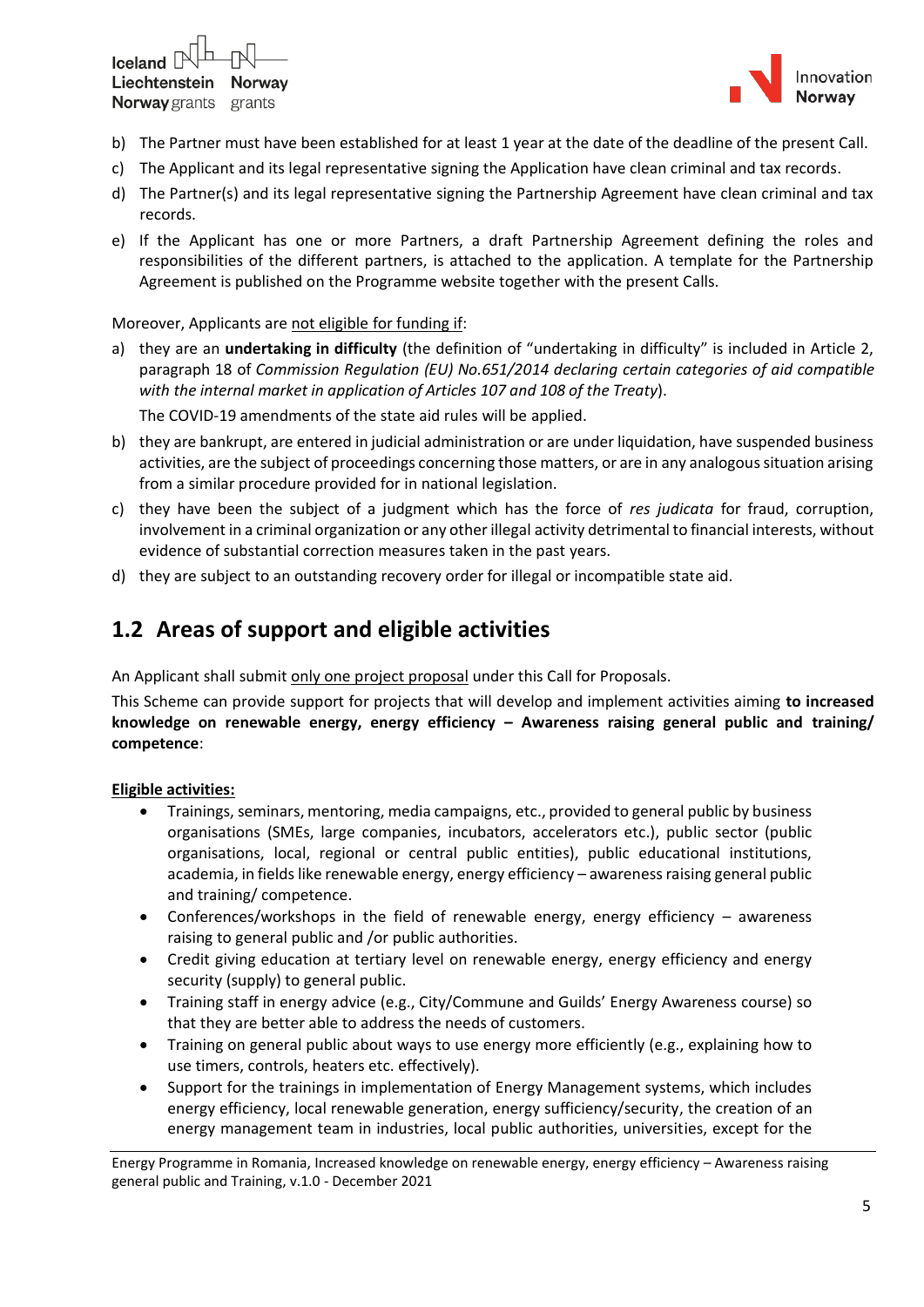b) The Partner must have been established for at least 1 year at the date of the deadline of the present Call.
c) The Applicant and its legal representative signing the Application have clean criminal and tax records.
d) The Partner(s) and its legal representative signing the Partnership Agreement have clean criminal and tax records.
e) If the Applicant has one or more Partners, a draft Partnership Agreement defining the roles and responsibilities of the different partners, is attached to the application. A template for the Partnership Agreement is published on the Programme website together with the present Calls.

Moreover, Applicants are not eligible for funding if:

a) they are an **undertaking in difficulty** (the definition of "undertaking in difficulty" is included in Article 2, paragraph 18 of *Commission Regulation (EU) No.651/2014 declaring certain categories of aid compatible with the internal market in application of Articles 107 and 108 of the Treaty*).

   The COVID-19 amendments of the state aid rules will be applied.
b) they are bankrupt, are entered in judicial administration or are under liquidation, have suspended business activities, are the subject of proceedings concerning those matters, or are in any analogous situation arising from a similar procedure provided for in national legislation.
c) they have been the subject of a judgment which has the force of *res judicata* for fraud, corruption, involvement in a criminal organization or any other illegal activity detrimental to financial interests, without evidence of substantial correction measures taken in the past years.
d) they are subject to an outstanding recovery order for illegal or incompatible state aid.

## 1.2 Areas of support and eligible activities

An Applicant shall submit only one project proposal under this Call for Proposals.

This Scheme can provide support for projects that will develop and implement activities aiming **to increased knowledge on renewable energy, energy efficiency – Awareness raising general public and training/ competence**:

**Eligible activities:**

- Trainings, seminars, mentoring, media campaigns, etc., provided to general public by business organisations (SMEs, large companies, incubators, accelerators etc.), public sector (public organisations, local, regional or central public entities), public educational institutions, academia, in fields like renewable energy, energy efficiency – awareness raising general public and training/ competence.
- Conferences/workshops in the field of renewable energy, energy efficiency – awareness raising to general public and /or public authorities.
- Credit giving education at tertiary level on renewable energy, energy efficiency and energy security (supply) to general public.
- Training staff in energy advice (e.g., City/Commune and Guilds' Energy Awareness course) so that they are better able to address the needs of customers.
- Training on general public about ways to use energy more efficiently (e.g., explaining how to use timers, controls, heaters etc. effectively).
- Support for the trainings in implementation of Energy Management systems, which includes energy efficiency, local renewable generation, energy sufficiency/security, the creation of an energy management team in industries, local public authorities, universities, except for the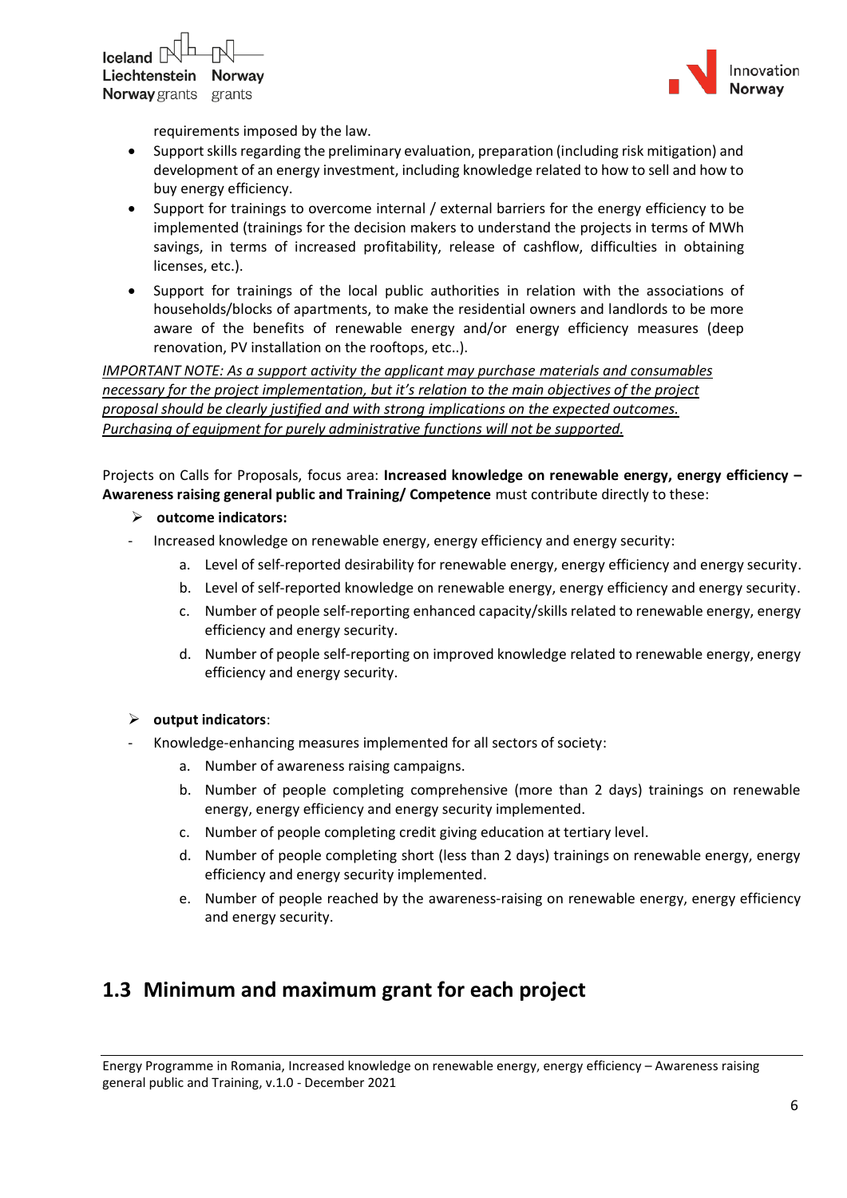requirements imposed by the law.

- Support skills regarding the preliminary evaluation, preparation (including risk mitigation) and development of an energy investment, including knowledge related to how to sell and how to buy energy efficiency.
- Support for trainings to overcome internal / external barriers for the energy efficiency to be implemented (trainings for the decision makers to understand the projects in terms of MWh savings, in terms of increased profitability, release of cashflow, difficulties in obtaining licenses, etc.).
- Support for trainings of the local public authorities in relation with the associations of households/blocks of apartments, to make the residential owners and landlords to be more aware of the benefits of renewable energy and/or energy efficiency measures (deep renovation, PV installation on the rooftops, etc..).

*IMPORTANT NOTE: As a support activity the applicant may purchase materials and consumables necessary for the project implementation, but it's relation to the main objectives of the project proposal should be clearly justified and with strong implications on the expected outcomes. Purchasing of equipment for purely administrative functions will not be supported.*

Projects on Calls for Proposals, focus area: **Increased knowledge on renewable energy, energy efficiency – Awareness raising general public and Training/ Competence** must contribute directly to these:

- **outcome indicators:**

- Increased knowledge on renewable energy, energy efficiency and energy security:
  a. Level of self-reported desirability for renewable energy, energy efficiency and energy security.
  b. Level of self-reported knowledge on renewable energy, energy efficiency and energy security.
  c. Number of people self-reporting enhanced capacity/skills related to renewable energy, energy efficiency and energy security.
  d. Number of people self-reporting on improved knowledge related to renewable energy, energy efficiency and energy security.

- **output indicators**:

- Knowledge-enhancing measures implemented for all sectors of society:
  a. Number of awareness raising campaigns.
  b. Number of people completing comprehensive (more than 2 days) trainings on renewable energy, energy efficiency and energy security implemented.
  c. Number of people completing credit giving education at tertiary level.
  d. Number of people completing short (less than 2 days) trainings on renewable energy, energy efficiency and energy security implemented.
  e. Number of people reached by the awareness-raising on renewable energy, energy efficiency and energy security.

## 1.3 Minimum and maximum grant for each project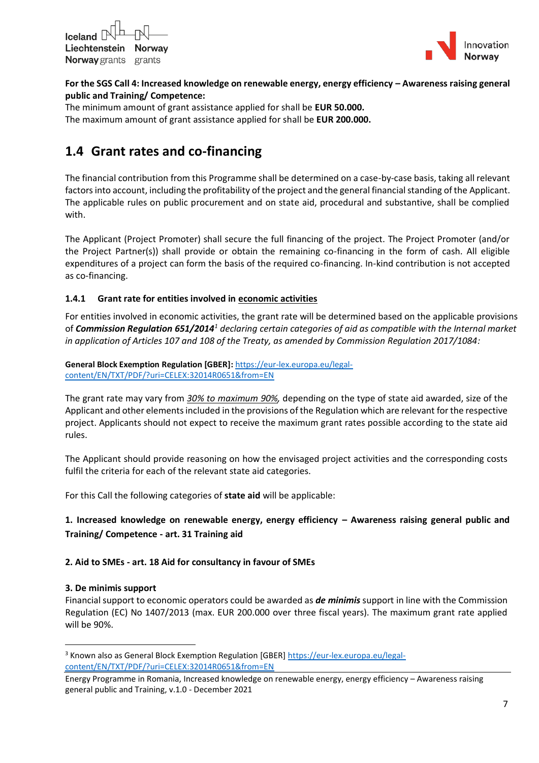**For the SGS Call 4: Increased knowledge on renewable energy, energy efficiency – Awareness raising general public and Training/ Competence:**

The minimum amount of grant assistance applied for shall be **EUR 50.000.**
The maximum amount of grant assistance applied for shall be **EUR 200.000.**

## 1.4 Grant rates and co-financing

The financial contribution from this Programme shall be determined on a case-by-case basis, taking all relevant factors into account, including the profitability of the project and the general financial standing of the Applicant. The applicable rules on public procurement and on state aid, procedural and substantive, shall be complied with.

The Applicant (Project Promoter) shall secure the full financing of the project. The Project Promoter (and/or the Project Partner(s)) shall provide or obtain the remaining co-financing in the form of cash. All eligible expenditures of a project can form the basis of the required co-financing. In-kind contribution is not accepted as co-financing.

### 1.4.1 Grant rate for entities involved in economic activities

For entities involved in economic activities, the grant rate will be determined based on the applicable provisions of ***Commission Regulation 651/2014***[1] *declaring certain categories of aid as compatible with the Internal market in application of Articles 107 and 108 of the Treaty, as amended by Commission Regulation 2017/1084:*

**General Block Exemption Regulation [GBER]:** https://eur-lex.europa.eu/legal-content/EN/TXT/PDF/?uri=CELEX:32014R0651&from=EN

The grant rate may vary from *30% to maximum 90%,* depending on the type of state aid awarded, size of the Applicant and other elements included in the provisions of the Regulation which are relevant for the respective project. Applicants should not expect to receive the maximum grant rates possible according to the state aid rules.

The Applicant should provide reasoning on how the envisaged project activities and the corresponding costs fulfil the criteria for each of the relevant state aid categories.

For this Call the following categories of **state aid** will be applicable:

**1. Increased knowledge on renewable energy, energy efficiency – Awareness raising general public and Training/ Competence - art. 31 Training aid**

**2. Aid to SMEs - art. 18 Aid for consultancy in favour of SMEs**

**3. De minimis support**

Financial support to economic operators could be awarded as ***de minimis*** support in line with the Commission Regulation (EC) No 1407/2013 (max. EUR 200.000 over three fiscal years). The maximum grant rate applied will be 90%.

---

[3] Known also as General Block Exemption Regulation [GBER] https://eur-lex.europa.eu/legal-content/EN/TXT/PDF/?uri=CELEX:32014R0651&from=EN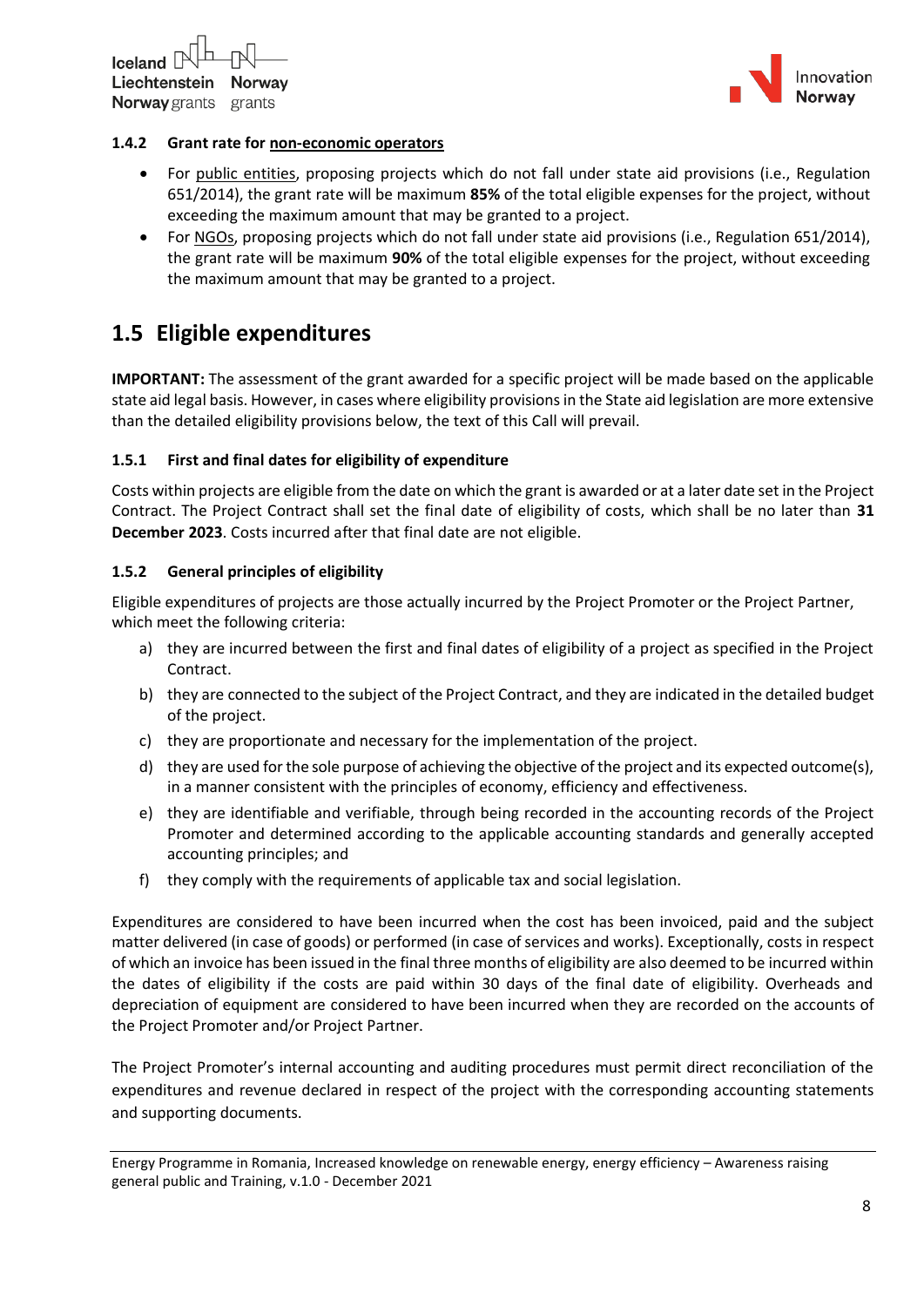#### 1.4.2 Grant rate for non-economic operators

- For public entities, proposing projects which do not fall under state aid provisions (i.e., Regulation 651/2014), the grant rate will be maximum **85%** of the total eligible expenses for the project, without exceeding the maximum amount that may be granted to a project.
- For NGOs, proposing projects which do not fall under state aid provisions (i.e., Regulation 651/2014), the grant rate will be maximum **90%** of the total eligible expenses for the project, without exceeding the maximum amount that may be granted to a project.

## 1.5 Eligible expenditures

**IMPORTANT:** The assessment of the grant awarded for a specific project will be made based on the applicable state aid legal basis. However, in cases where eligibility provisions in the State aid legislation are more extensive than the detailed eligibility provisions below, the text of this Call will prevail.

#### 1.5.1 First and final dates for eligibility of expenditure

Costs within projects are eligible from the date on which the grant is awarded or at a later date set in the Project Contract. The Project Contract shall set the final date of eligibility of costs, which shall be no later than **31 December 2023**. Costs incurred after that final date are not eligible.

#### 1.5.2 General principles of eligibility

Eligible expenditures of projects are those actually incurred by the Project Promoter or the Project Partner, which meet the following criteria:

a) they are incurred between the first and final dates of eligibility of a project as specified in the Project Contract.

b) they are connected to the subject of the Project Contract, and they are indicated in the detailed budget of the project.

c) they are proportionate and necessary for the implementation of the project.

d) they are used for the sole purpose of achieving the objective of the project and its expected outcome(s), in a manner consistent with the principles of economy, efficiency and effectiveness.

e) they are identifiable and verifiable, through being recorded in the accounting records of the Project Promoter and determined according to the applicable accounting standards and generally accepted accounting principles; and

f) they comply with the requirements of applicable tax and social legislation.

Expenditures are considered to have been incurred when the cost has been invoiced, paid and the subject matter delivered (in case of goods) or performed (in case of services and works). Exceptionally, costs in respect of which an invoice has been issued in the final three months of eligibility are also deemed to be incurred within the dates of eligibility if the costs are paid within 30 days of the final date of eligibility. Overheads and depreciation of equipment are considered to have been incurred when they are recorded on the accounts of the Project Promoter and/or Project Partner.

The Project Promoter's internal accounting and auditing procedures must permit direct reconciliation of the expenditures and revenue declared in respect of the project with the corresponding accounting statements and supporting documents.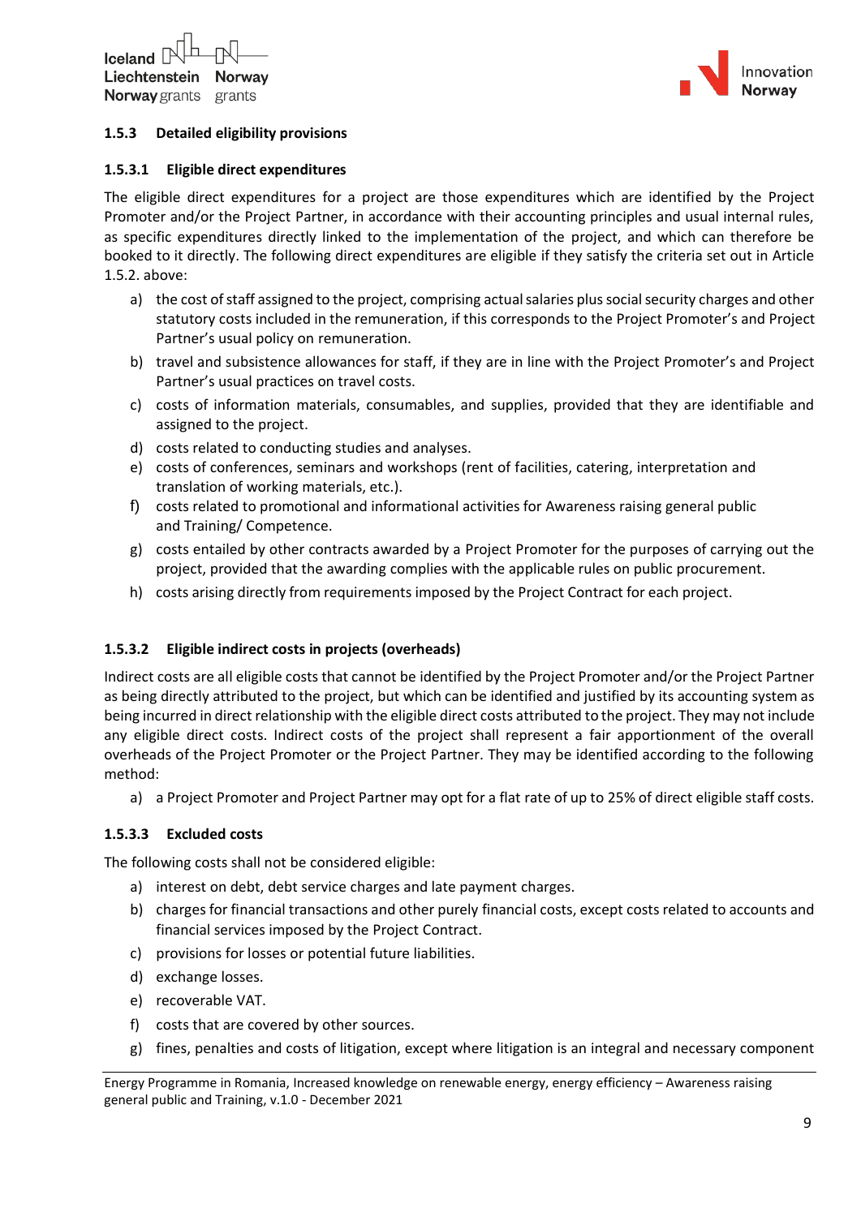### 1.5.3 Detailed eligibility provisions

#### 1.5.3.1 Eligible direct expenditures

The eligible direct expenditures for a project are those expenditures which are identified by the Project Promoter and/or the Project Partner, in accordance with their accounting principles and usual internal rules, as specific expenditures directly linked to the implementation of the project, and which can therefore be booked to it directly. The following direct expenditures are eligible if they satisfy the criteria set out in Article 1.5.2. above:

a) the cost of staff assigned to the project, comprising actual salaries plus social security charges and other statutory costs included in the remuneration, if this corresponds to the Project Promoter's and Project Partner's usual policy on remuneration.
b) travel and subsistence allowances for staff, if they are in line with the Project Promoter's and Project Partner's usual practices on travel costs.
c) costs of information materials, consumables, and supplies, provided that they are identifiable and assigned to the project.
d) costs related to conducting studies and analyses.
e) costs of conferences, seminars and workshops (rent of facilities, catering, interpretation and translation of working materials, etc.).
f) costs related to promotional and informational activities for Awareness raising general public and Training/ Competence.
g) costs entailed by other contracts awarded by a Project Promoter for the purposes of carrying out the project, provided that the awarding complies with the applicable rules on public procurement.
h) costs arising directly from requirements imposed by the Project Contract for each project.

#### 1.5.3.2 Eligible indirect costs in projects (overheads)

Indirect costs are all eligible costs that cannot be identified by the Project Promoter and/or the Project Partner as being directly attributed to the project, but which can be identified and justified by its accounting system as being incurred in direct relationship with the eligible direct costs attributed to the project. They may not include any eligible direct costs. Indirect costs of the project shall represent a fair apportionment of the overall overheads of the Project Promoter or the Project Partner. They may be identified according to the following method:

a) a Project Promoter and Project Partner may opt for a flat rate of up to 25% of direct eligible staff costs.

#### 1.5.3.3 Excluded costs

The following costs shall not be considered eligible:

a) interest on debt, debt service charges and late payment charges.
b) charges for financial transactions and other purely financial costs, except costs related to accounts and financial services imposed by the Project Contract.
c) provisions for losses or potential future liabilities.
d) exchange losses.
e) recoverable VAT.
f) costs that are covered by other sources.
g) fines, penalties and costs of litigation, except where litigation is an integral and necessary component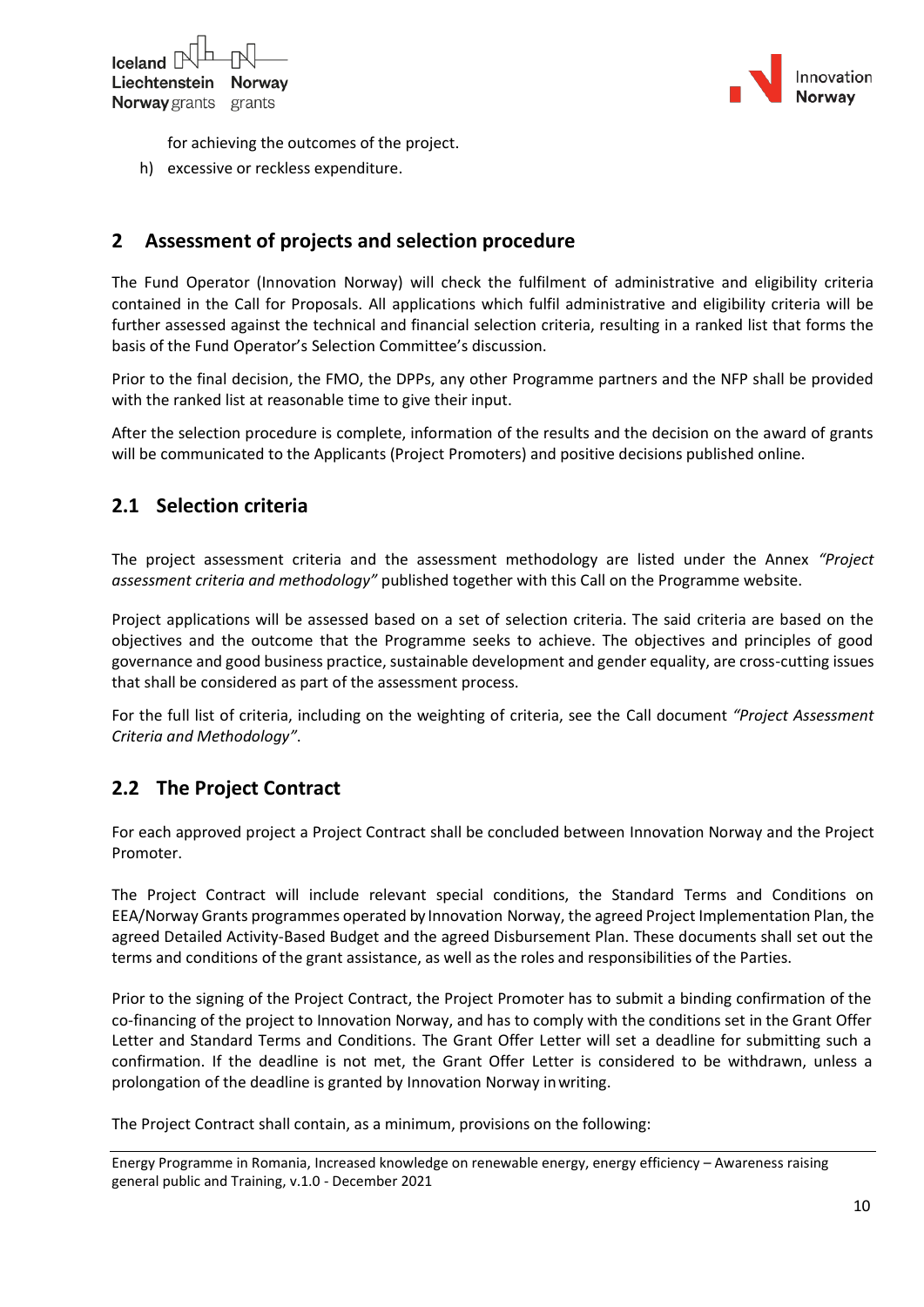for achieving the outcomes of the project.

h) excessive or reckless expenditure.

## 2 Assessment of projects and selection procedure

The Fund Operator (Innovation Norway) will check the fulfilment of administrative and eligibility criteria contained in the Call for Proposals. All applications which fulfil administrative and eligibility criteria will be further assessed against the technical and financial selection criteria, resulting in a ranked list that forms the basis of the Fund Operator's Selection Committee's discussion.

Prior to the final decision, the FMO, the DPPs, any other Programme partners and the NFP shall be provided with the ranked list at reasonable time to give their input.

After the selection procedure is complete, information of the results and the decision on the award of grants will be communicated to the Applicants (Project Promoters) and positive decisions published online.

### 2.1 Selection criteria

The project assessment criteria and the assessment methodology are listed under the Annex *"Project assessment criteria and methodology"* published together with this Call on the Programme website.

Project applications will be assessed based on a set of selection criteria. The said criteria are based on the objectives and the outcome that the Programme seeks to achieve. The objectives and principles of good governance and good business practice, sustainable development and gender equality, are cross-cutting issues that shall be considered as part of the assessment process.

For the full list of criteria, including on the weighting of criteria, see the Call document *"Project Assessment Criteria and Methodology"*.

### 2.2 The Project Contract

For each approved project a Project Contract shall be concluded between Innovation Norway and the Project Promoter.

The Project Contract will include relevant special conditions, the Standard Terms and Conditions on EEA/Norway Grants programmes operated by Innovation Norway, the agreed Project Implementation Plan, the agreed Detailed Activity-Based Budget and the agreed Disbursement Plan. These documents shall set out the terms and conditions of the grant assistance, as well as the roles and responsibilities of the Parties.

Prior to the signing of the Project Contract, the Project Promoter has to submit a binding confirmation of the co-financing of the project to Innovation Norway, and has to comply with the conditions set in the Grant Offer Letter and Standard Terms and Conditions. The Grant Offer Letter will set a deadline for submitting such a confirmation. If the deadline is not met, the Grant Offer Letter is considered to be withdrawn, unless a prolongation of the deadline is granted by Innovation Norway in writing.

The Project Contract shall contain, as a minimum, provisions on the following: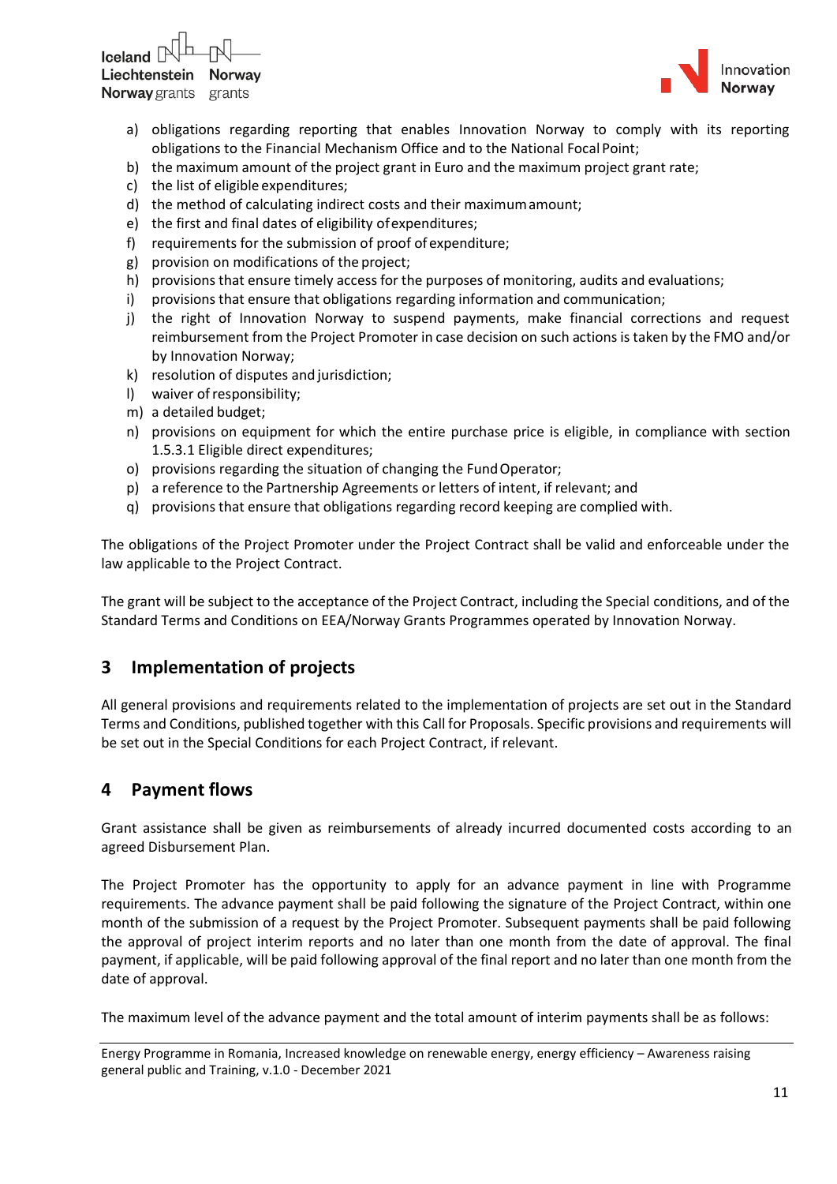a) obligations regarding reporting that enables Innovation Norway to comply with its reporting obligations to the Financial Mechanism Office and to the National Focal Point;
b) the maximum amount of the project grant in Euro and the maximum project grant rate;
c) the list of eligible expenditures;
d) the method of calculating indirect costs and their maximum amount;
e) the first and final dates of eligibility of expenditures;
f) requirements for the submission of proof of expenditure;
g) provision on modifications of the project;
h) provisions that ensure timely access for the purposes of monitoring, audits and evaluations;
i) provisions that ensure that obligations regarding information and communication;
j) the right of Innovation Norway to suspend payments, make financial corrections and request reimbursement from the Project Promoter in case decision on such actions is taken by the FMO and/or by Innovation Norway;
k) resolution of disputes and jurisdiction;
l) waiver of responsibility;
m) a detailed budget;
n) provisions on equipment for which the entire purchase price is eligible, in compliance with section 1.5.3.1 Eligible direct expenditures;
o) provisions regarding the situation of changing the Fund Operator;
p) a reference to the Partnership Agreements or letters of intent, if relevant; and
q) provisions that ensure that obligations regarding record keeping are complied with.

The obligations of the Project Promoter under the Project Contract shall be valid and enforceable under the law applicable to the Project Contract.

The grant will be subject to the acceptance of the Project Contract, including the Special conditions, and of the Standard Terms and Conditions on EEA/Norway Grants Programmes operated by Innovation Norway.

# 3 Implementation of projects

All general provisions and requirements related to the implementation of projects are set out in the Standard Terms and Conditions, published together with this Call for Proposals. Specific provisions and requirements will be set out in the Special Conditions for each Project Contract, if relevant.

# 4 Payment flows

Grant assistance shall be given as reimbursements of already incurred documented costs according to an agreed Disbursement Plan.

The Project Promoter has the opportunity to apply for an advance payment in line with Programme requirements. The advance payment shall be paid following the signature of the Project Contract, within one month of the submission of a request by the Project Promoter. Subsequent payments shall be paid following the approval of project interim reports and no later than one month from the date of approval. The final payment, if applicable, will be paid following approval of the final report and no later than one month from the date of approval.

The maximum level of the advance payment and the total amount of interim payments shall be as follows: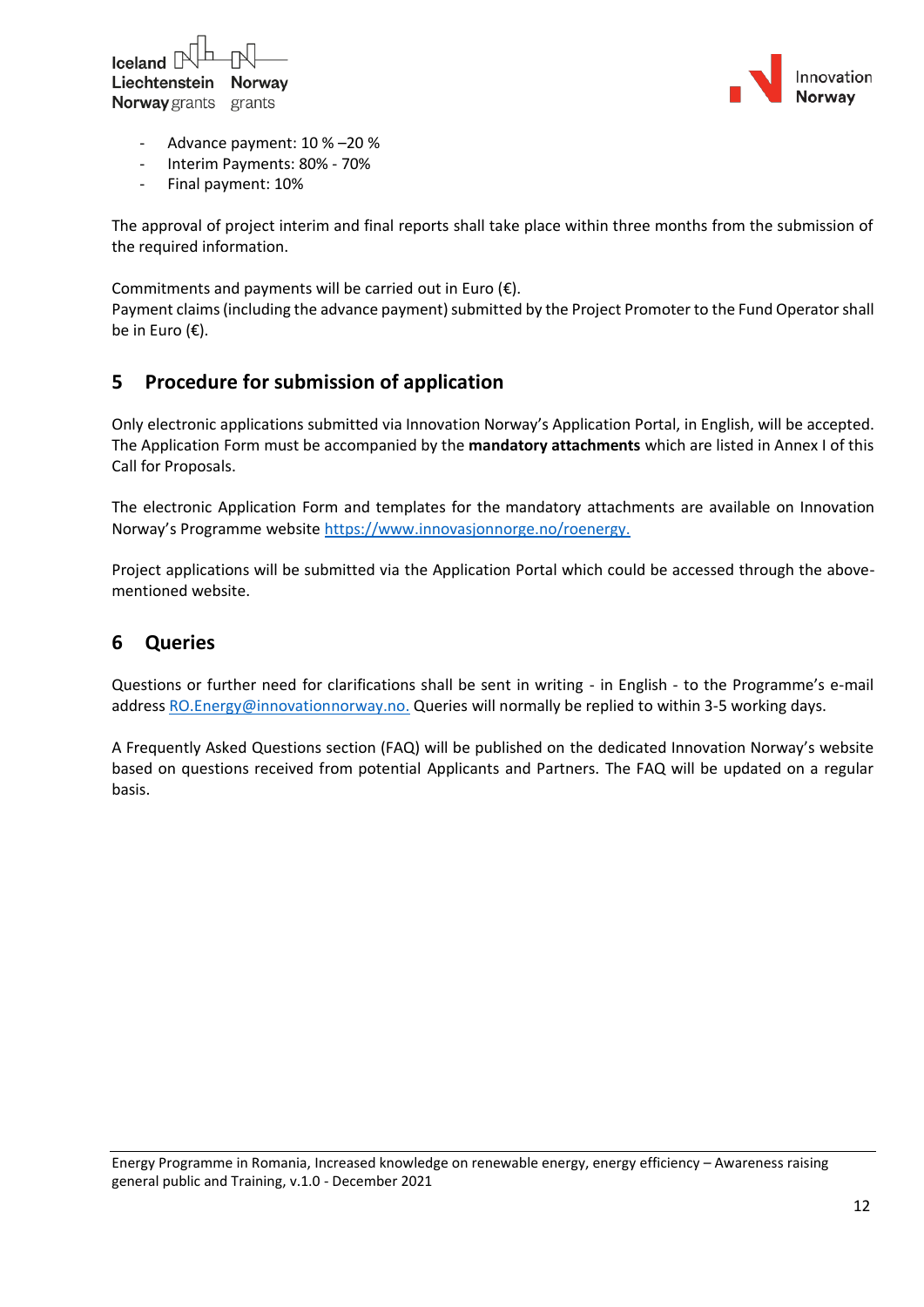- Advance payment: 10 % –20 %
- Interim Payments: 80% - 70%
- Final payment: 10%

The approval of project interim and final reports shall take place within three months from the submission of the required information.

Commitments and payments will be carried out in Euro (€).
Payment claims (including the advance payment) submitted by the Project Promoter to the Fund Operator shall be in Euro (€).

# 5 Procedure for submission of application

Only electronic applications submitted via Innovation Norway's Application Portal, in English, will be accepted. The Application Form must be accompanied by the **mandatory attachments** which are listed in Annex I of this Call for Proposals.

The electronic Application Form and templates for the mandatory attachments are available on Innovation Norway's Programme website https://www.innovasjonnorge.no/roenergy.

Project applications will be submitted via the Application Portal which could be accessed through the above-mentioned website.

# 6 Queries

Questions or further need for clarifications shall be sent in writing - in English - to the Programme's e-mail address RO.Energy@innovationnorway.no. Queries will normally be replied to within 3-5 working days.

A Frequently Asked Questions section (FAQ) will be published on the dedicated Innovation Norway's website based on questions received from potential Applicants and Partners. The FAQ will be updated on a regular basis.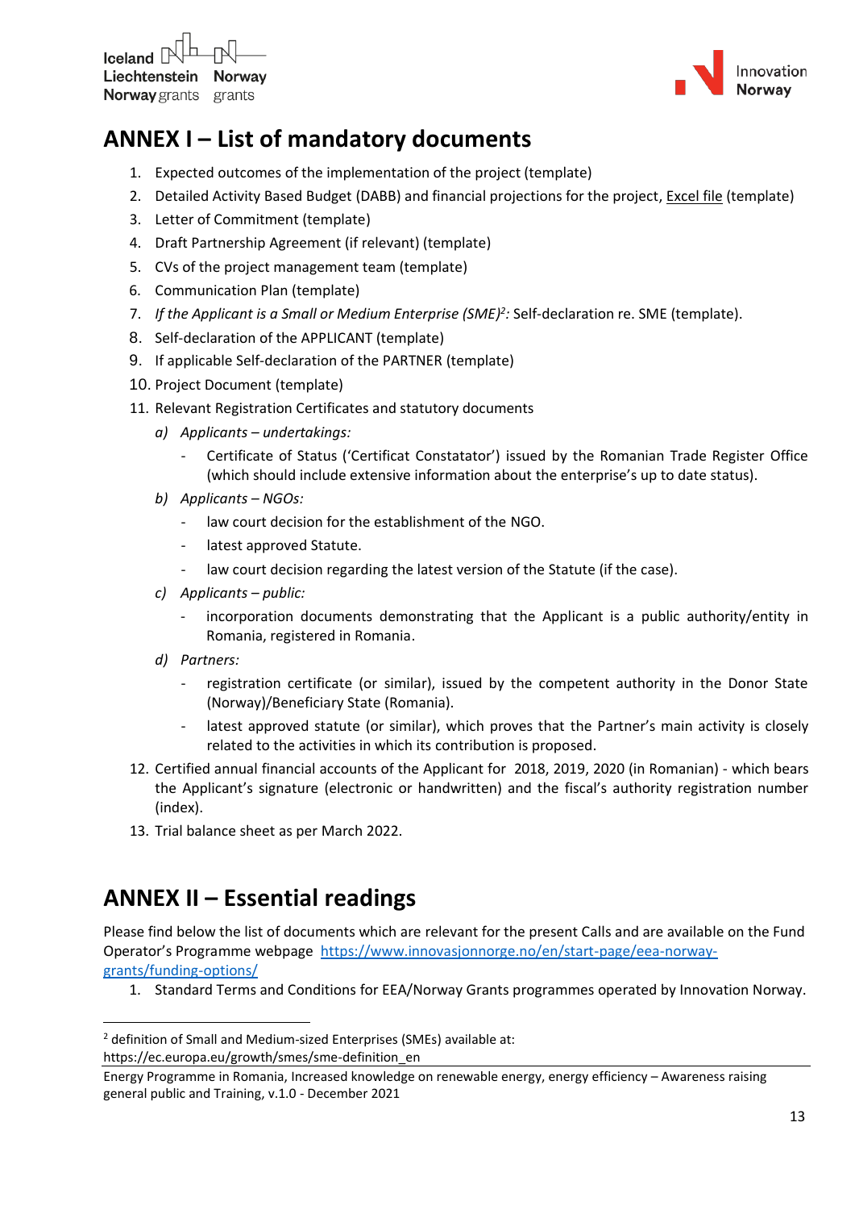# ANNEX I – List of mandatory documents

1. Expected outcomes of the implementation of the project (template)
2. Detailed Activity Based Budget (DABB) and financial projections for the project, Excel file (template)
3. Letter of Commitment (template)
4. Draft Partnership Agreement (if relevant) (template)
5. CVs of the project management team (template)
6. Communication Plan (template)
7. *If the Applicant is a Small or Medium Enterprise (SME)*[2]*:* Self-declaration re. SME (template).
8. Self-declaration of the APPLICANT (template)
9. If applicable Self-declaration of the PARTNER (template)
10. Project Document (template)
11. Relevant Registration Certificates and statutory documents
    a) *Applicants – undertakings:*
       - Certificate of Status ('Certificat Constatator') issued by the Romanian Trade Register Office (which should include extensive information about the enterprise's up to date status).

    b) *Applicants – NGOs:*
       - law court decision for the establishment of the NGO.
       - latest approved Statute.
       - law court decision regarding the latest version of the Statute (if the case).

    c) *Applicants – public:*
       - incorporation documents demonstrating that the Applicant is a public authority/entity in Romania, registered in Romania.

    d) *Partners:*
       - registration certificate (or similar), issued by the competent authority in the Donor State (Norway)/Beneficiary State (Romania).
       - latest approved statute (or similar), which proves that the Partner's main activity is closely related to the activities in which its contribution is proposed.
12. Certified annual financial accounts of the Applicant for 2018, 2019, 2020 (in Romanian) - which bears the Applicant's signature (electronic or handwritten) and the fiscal's authority registration number (index).
13. Trial balance sheet as per March 2022.

# ANNEX II – Essential readings

Please find below the list of documents which are relevant for the present Calls and are available on the Fund Operator's Programme webpage https://www.innovasjonnorge.no/en/start-page/eea-norway-grants/funding-options/

1. Standard Terms and Conditions for EEA/Norway Grants programmes operated by Innovation Norway.

---

[2] definition of Small and Medium-sized Enterprises (SMEs) available at: https://ec.europa.eu/growth/smes/sme-definition_en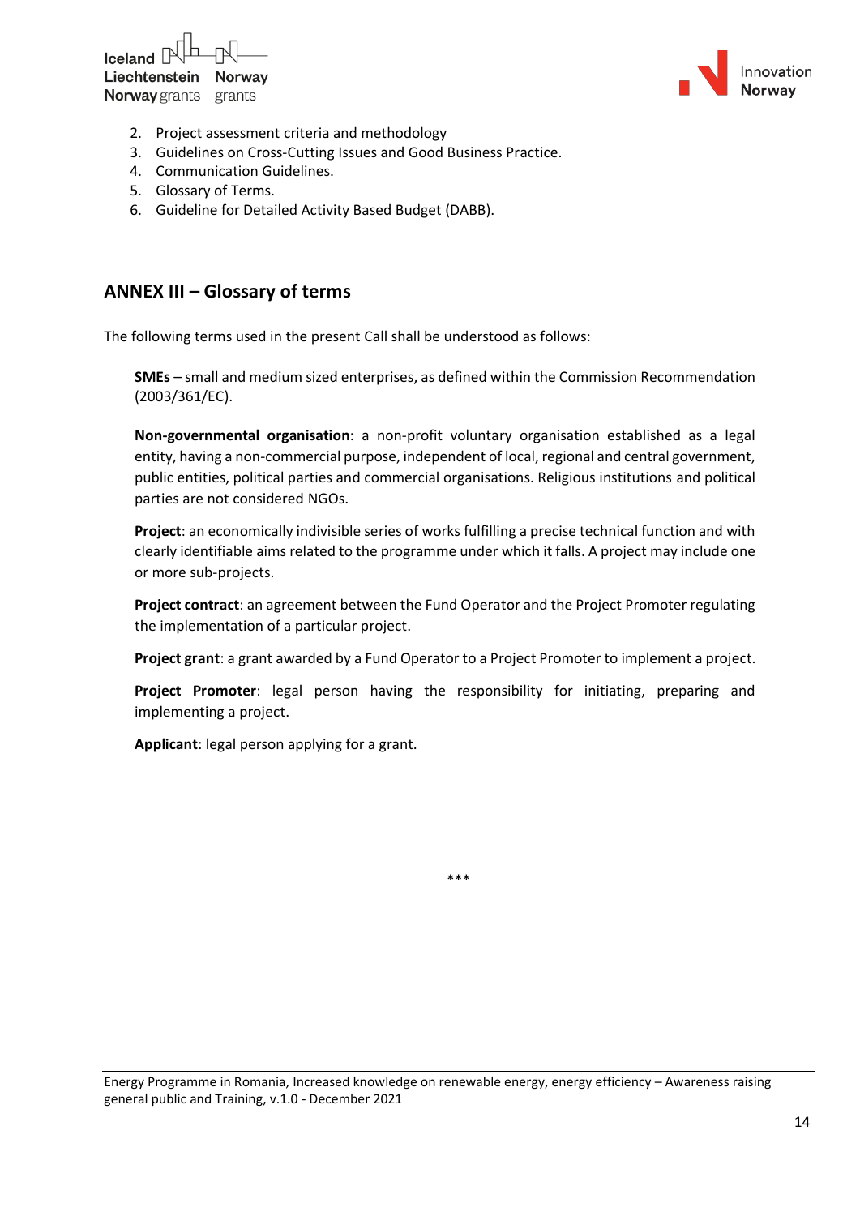2. Project assessment criteria and methodology
3. Guidelines on Cross-Cutting Issues and Good Business Practice.
4. Communication Guidelines.
5. Glossary of Terms.
6. Guideline for Detailed Activity Based Budget (DABB).

## ANNEX III – Glossary of terms

The following terms used in the present Call shall be understood as follows:

**SMEs** – small and medium sized enterprises, as defined within the Commission Recommendation (2003/361/EC).

**Non-governmental organisation**: a non-profit voluntary organisation established as a legal entity, having a non-commercial purpose, independent of local, regional and central government, public entities, political parties and commercial organisations. Religious institutions and political parties are not considered NGOs.

**Project**: an economically indivisible series of works fulfilling a precise technical function and with clearly identifiable aims related to the programme under which it falls. A project may include one or more sub-projects.

**Project contract**: an agreement between the Fund Operator and the Project Promoter regulating the implementation of a particular project.

**Project grant**: a grant awarded by a Fund Operator to a Project Promoter to implement a project.

**Project Promoter**: legal person having the responsibility for initiating, preparing and implementing a project.

**Applicant**: legal person applying for a grant.

***